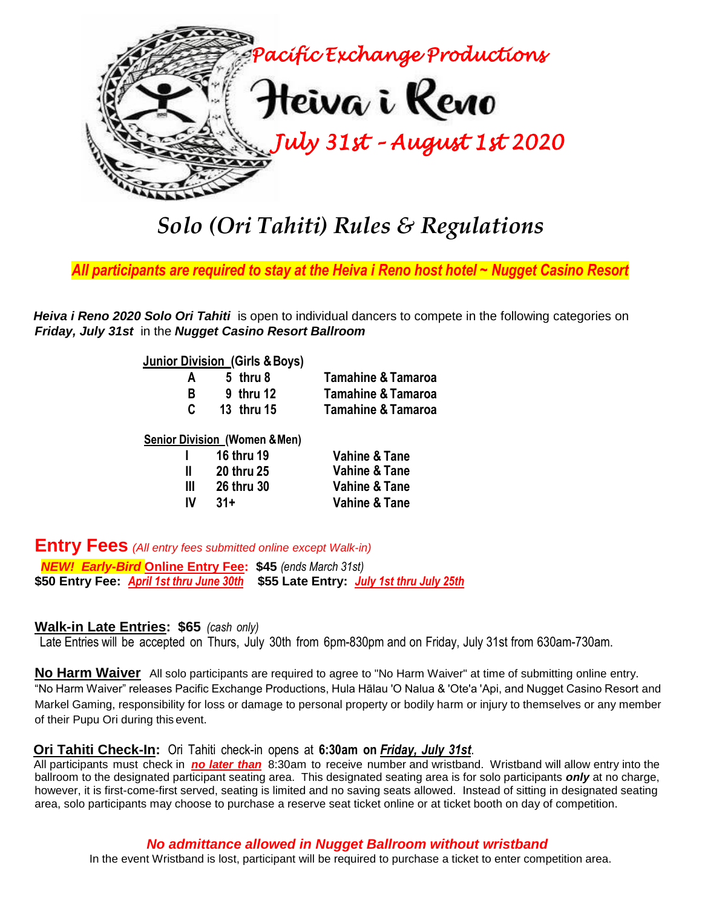*Pacific Exchange Productions*

# Heiva i Reno

*July 31st – August 1st 2020*

## *Solo (Ori Tahiti) Rules & Regulations*

***All participants are required to stay at the Heiva i Reno host hotel ~ Nugget Casino Resort***

***Heiva i Reno 2020 Solo Ori Tahiti*** is open to individual dancers to compete in the following categories on ***Friday, July 31st*** in the ***Nugget Casino Resort Ballroom***

**Junior Division (Girls & Boys)**

| | | |
|---|---|---|
| **A** | **5 thru 8** | **Tamahine & Tamaroa** |
| **B** | **9 thru 12** | **Tamahine & Tamaroa** |
| **C** | **13 thru 15** | **Tamahine & Tamaroa** |

**Senior Division (Women & Men)**

| | | |
|---|---|---|
| **I** | **16 thru 19** | **Vahine & Tane** |
| **II** | **20 thru 25** | **Vahine & Tane** |
| **III** | **26 thru 30** | **Vahine & Tane** |
| **IV** | **31+** | **Vahine & Tane** |

## Entry Fees *(All entry fees submitted online except Walk-in)*

***NEW! Early-Bird* Online Entry Fee: $45** *(ends March 31st)*
**$50 Entry Fee:** ***April 1st thru June 30th*** **$55 Late Entry:** ***July 1st thru July 25th***

**Walk-in Late Entries: $65** *(cash only)*
Late Entries will be accepted on Thurs, July 30th from 6pm-830pm and on Friday, July 31st from 630am-730am.

**No Harm Waiver** All solo participants are required to agree to "No Harm Waiver" at time of submitting online entry. "No Harm Waiver" releases Pacific Exchange Productions, Hula Hālau 'O Nalua & 'Ote'a 'Api, and Nugget Casino Resort and Markel Gaming, responsibility for loss or damage to personal property or bodily harm or injury to themselves or any member of their Pupu Ori during this event.

**Ori Tahiti Check-In:** Ori Tahiti check-in opens at **6:30am on *Friday, July 31st***.
All participants must check in ***no later than*** 8:30am to receive number and wristband. Wristband will allow entry into the ballroom to the designated participant seating area. This designated seating area is for solo participants ***only*** at no charge, however, it is first-come-first served, seating is limited and no saving seats allowed. Instead of sitting in designated seating area, solo participants may choose to purchase a reserve seat ticket online or at ticket booth on day of competition.

***No admittance allowed in Nugget Ballroom without wristband***
In the event Wristband is lost, participant will be required to purchase a ticket to enter competition area.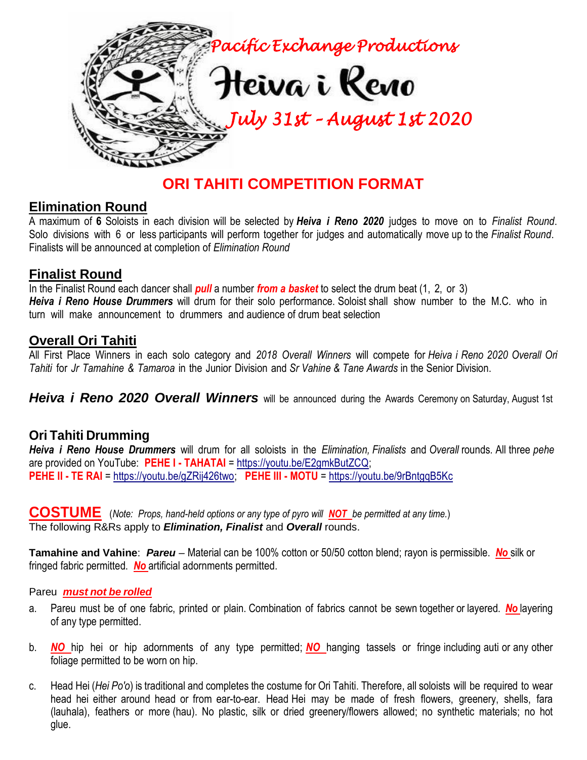*Pacific Exchange Productions*

# Heiva i Reno

*July 31st – August 1st 2020*

## ORI TAHITI COMPETITION FORMAT

### Elimination Round

A maximum of **6** Soloists in each division will be selected by ***Heiva i Reno 2020*** judges to move on to *Finalist Round*. Solo divisions with 6 or less participants will perform together for judges and automatically move up to the *Finalist Round*. Finalists will be announced at completion of *Elimination Round*

### Finalist Round

In the Finalist Round each dancer shall ***pull*** a number ***from a basket*** to select the drum beat (1, 2, or 3)
***Heiva i Reno House Drummers*** will drum for their solo performance. Soloist shall show number to the M.C. who in turn will make announcement to drummers and audience of drum beat selection

### Overall Ori Tahiti

All First Place Winners in each solo category and *2018 Overall Winners* will compete for *Heiva i Reno 2020 Overall Ori Tahiti* for *Jr Tamahine & Tamaroa* in the Junior Division and *Sr Vahine & Tane Awards* in the Senior Division.

***Heiva i Reno 2020 Overall Winners*** will be announced during the Awards Ceremony on Saturday, August 1st

### Ori Tahiti Drumming

***Heiva i Reno House Drummers*** will drum for all soloists in the *Elimination, Finalists* and *Overall* rounds. All three *pehe* are provided on YouTube: **PEHE I - TAHATAI** = https://youtu.be/E2gmkButZCQ;
**PEHE II - TE RAI** = https://youtu.be/gZRij426two; **PEHE III - MOTU** = https://youtu.be/9rBntgqB5Kc

## COSTUME

(*Note: Props, hand-held options or any type of pyro will* ***NOT*** *be permitted at any time.*)
The following R&Rs apply to ***Elimination, Finalist*** and ***Overall*** rounds.

**Tamahine and Vahine**: ***Pareu*** – Material can be 100% cotton or 50/50 cotton blend; rayon is permissible. ***No*** silk or fringed fabric permitted. ***No*** artificial adornments permitted.

Pareu ***must not be rolled***

a. Pareu must be of one fabric, printed or plain. Combination of fabrics cannot be sewn together or layered. ***No*** layering of any type permitted.

b. ***NO*** hip hei or hip adornments of any type permitted; ***NO*** hanging tassels or fringe including auti or any other foliage permitted to be worn on hip.

c. Head Hei (*Hei Po'o*) is traditional and completes the costume for Ori Tahiti. Therefore, all soloists will be required to wear head hei either around head or from ear-to-ear. Head Hei may be made of fresh flowers, greenery, shells, fara (lauhala), feathers or more (hau). No plastic, silk or dried greenery/flowers allowed; no synthetic materials; no hot glue.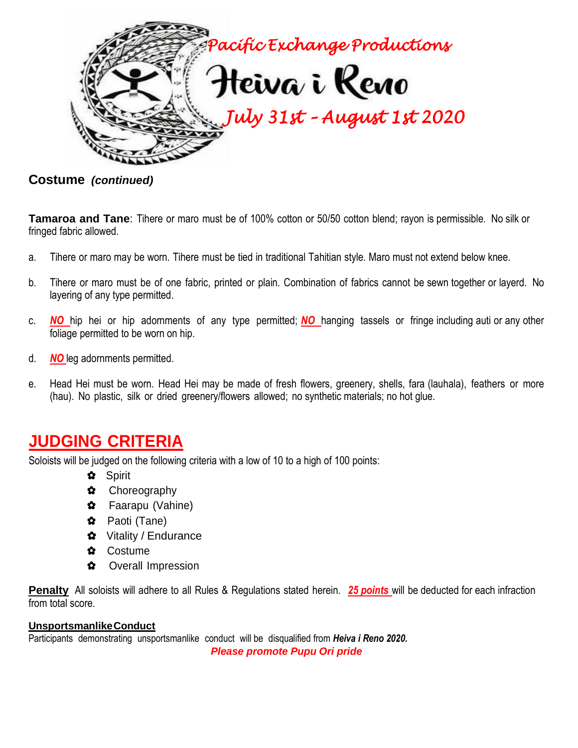Pacific Exchange Productions

# Heiva i Reno

*July 31st – August 1st 2020*

## Costume *(continued)*

**Tamaroa and Tane**: Tihere or maro must be of 100% cotton or 50/50 cotton blend; rayon is permissible. No silk or fringed fabric allowed.

a. Tihere or maro may be worn. Tihere must be tied in traditional Tahitian style. Maro must not extend below knee.

b. Tihere or maro must be of one fabric, printed or plain. Combination of fabrics cannot be sewn together or layerd. No layering of any type permitted.

c. ***NO*** hip hei or hip adornments of any type permitted; ***NO*** hanging tassels or fringe including auti or any other foliage permitted to be worn on hip.

d. ***NO*** leg adornments permitted.

e. Head Hei must be worn. Head Hei may be made of fresh flowers, greenery, shells, fara (lauhala), feathers or more (hau). No plastic, silk or dried greenery/flowers allowed; no synthetic materials; no hot glue.

## JUDGING CRITERIA

Soloists will be judged on the following criteria with a low of 10 to a high of 100 points:

- Spirit
- Choreography
- Faarapu (Vahine)
- Paoti (Tane)
- Vitality / Endurance
- Costume
- Overall Impression

**Penalty** All soloists will adhere to all Rules & Regulations stated herein. ***25 points*** will be deducted for each infraction from total score.

**Unsportsmanlike Conduct**

Participants demonstrating unsportsmanlike conduct will be disqualified from ***Heiva i Reno 2020.***

***Please promote Pupu Ori pride***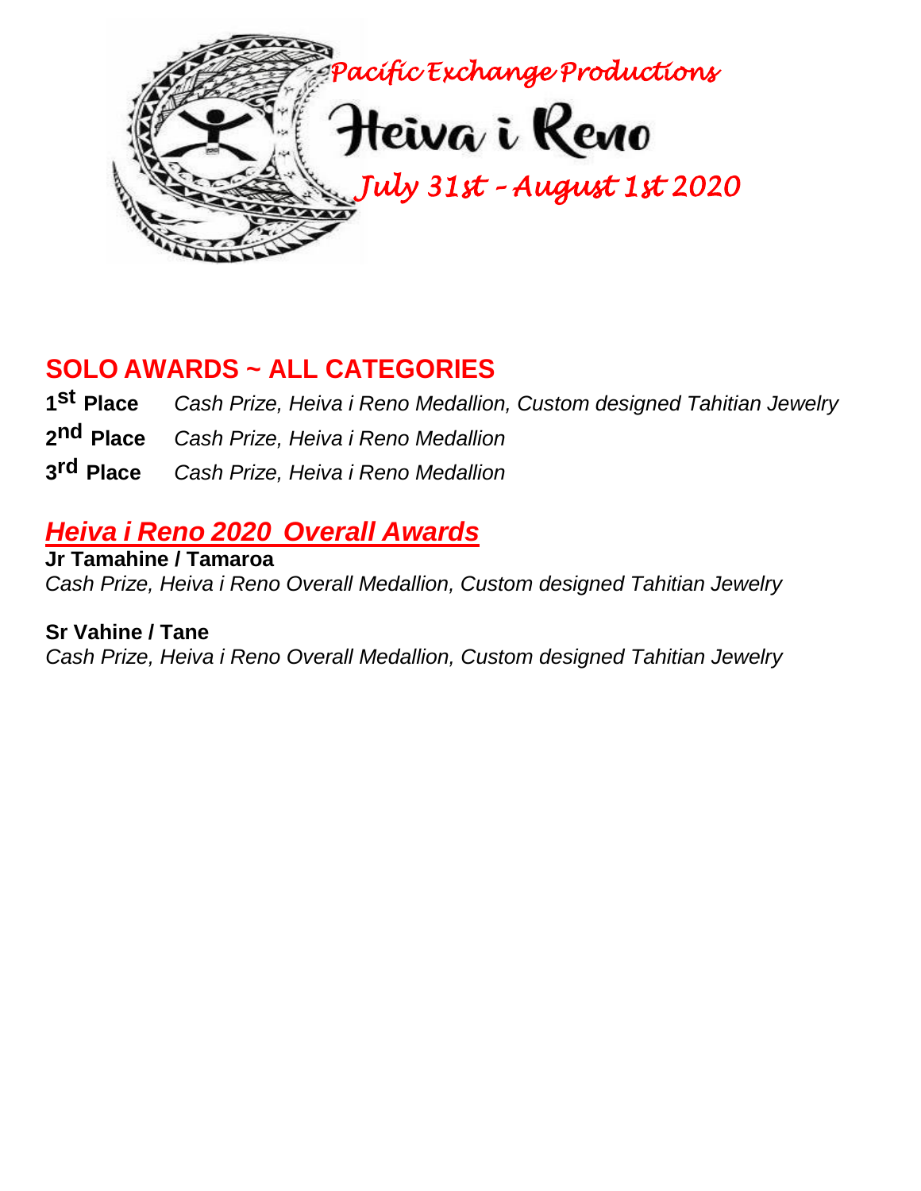*Pacific Exchange Productions*

# Heiva i Reno

*July 31st – August 1st 2020*

## SOLO AWARDS ~ ALL CATEGORIES

**1st Place** *Cash Prize, Heiva i Reno Medallion, Custom designed Tahitian Jewelry*

**2nd Place** *Cash Prize, Heiva i Reno Medallion*

**3rd Place** *Cash Prize, Heiva i Reno Medallion*

## ***Heiva i Reno 2020 Overall Awards***

**Jr Tamahine / Tamaroa**
*Cash Prize, Heiva i Reno Overall Medallion, Custom designed Tahitian Jewelry*

**Sr Vahine / Tane**
*Cash Prize, Heiva i Reno Overall Medallion, Custom designed Tahitian Jewelry*